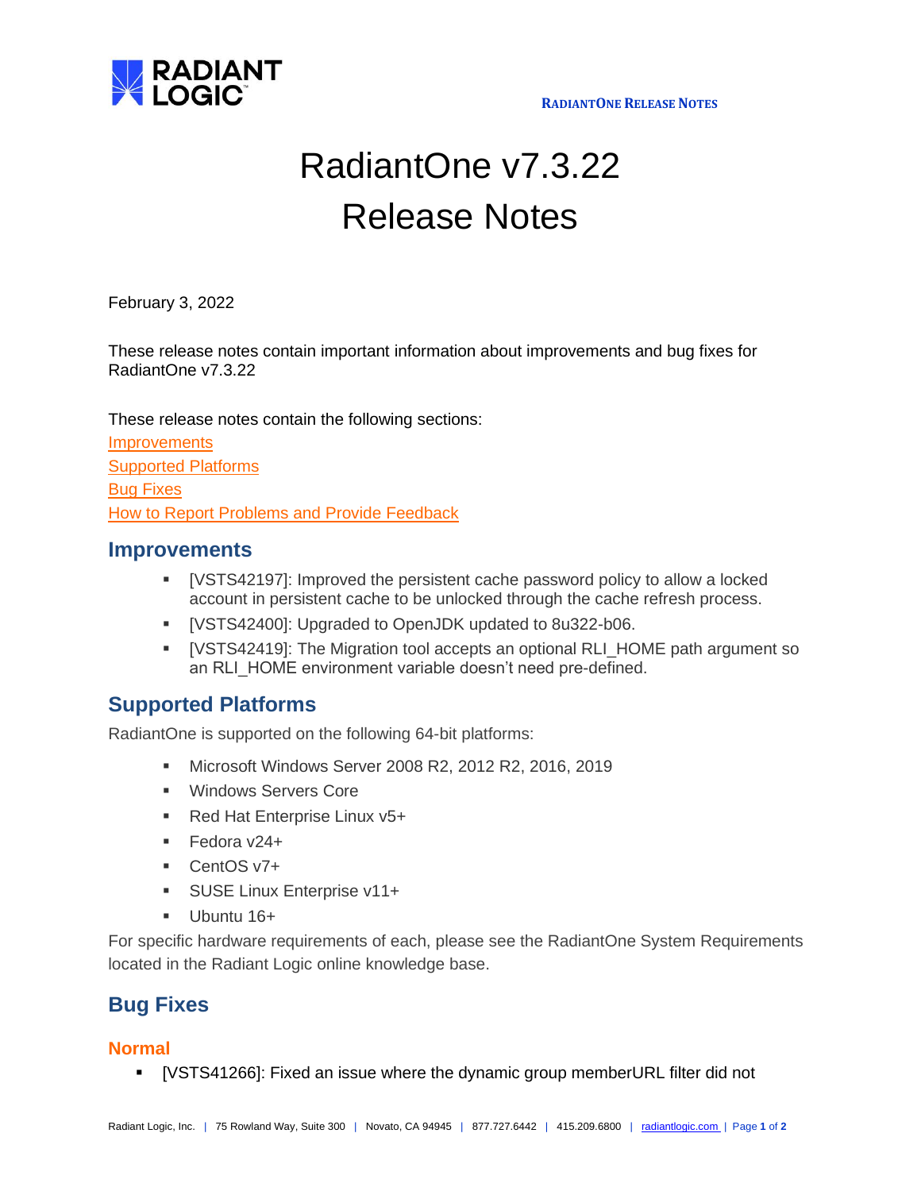# RadiantOne v7.3.22 Release Notes

February 3, 2022

These release notes contain important information about improvements and bug fixes for RadiantOne v7.3.22

These release notes contain the following sections:

Improvements
Supported Platforms
Bug Fixes
How to Report Problems and Provide Feedback

## Improvements

- [VSTS42197]: Improved the persistent cache password policy to allow a locked account in persistent cache to be unlocked through the cache refresh process.
- [VSTS42400]: Upgraded to OpenJDK updated to 8u322-b06.
- [VSTS42419]: The Migration tool accepts an optional RLI_HOME path argument so an RLI_HOME environment variable doesn't need pre-defined.

## Supported Platforms

RadiantOne is supported on the following 64-bit platforms:

- Microsoft Windows Server 2008 R2, 2012 R2, 2016, 2019
- Windows Servers Core
- Red Hat Enterprise Linux v5+
- Fedora v24+
- CentOS v7+
- SUSE Linux Enterprise v11+
- Ubuntu 16+

For specific hardware requirements of each, please see the RadiantOne System Requirements located in the Radiant Logic online knowledge base.

## Bug Fixes

### Normal

- [VSTS41266]: Fixed an issue where the dynamic group memberURL filter did not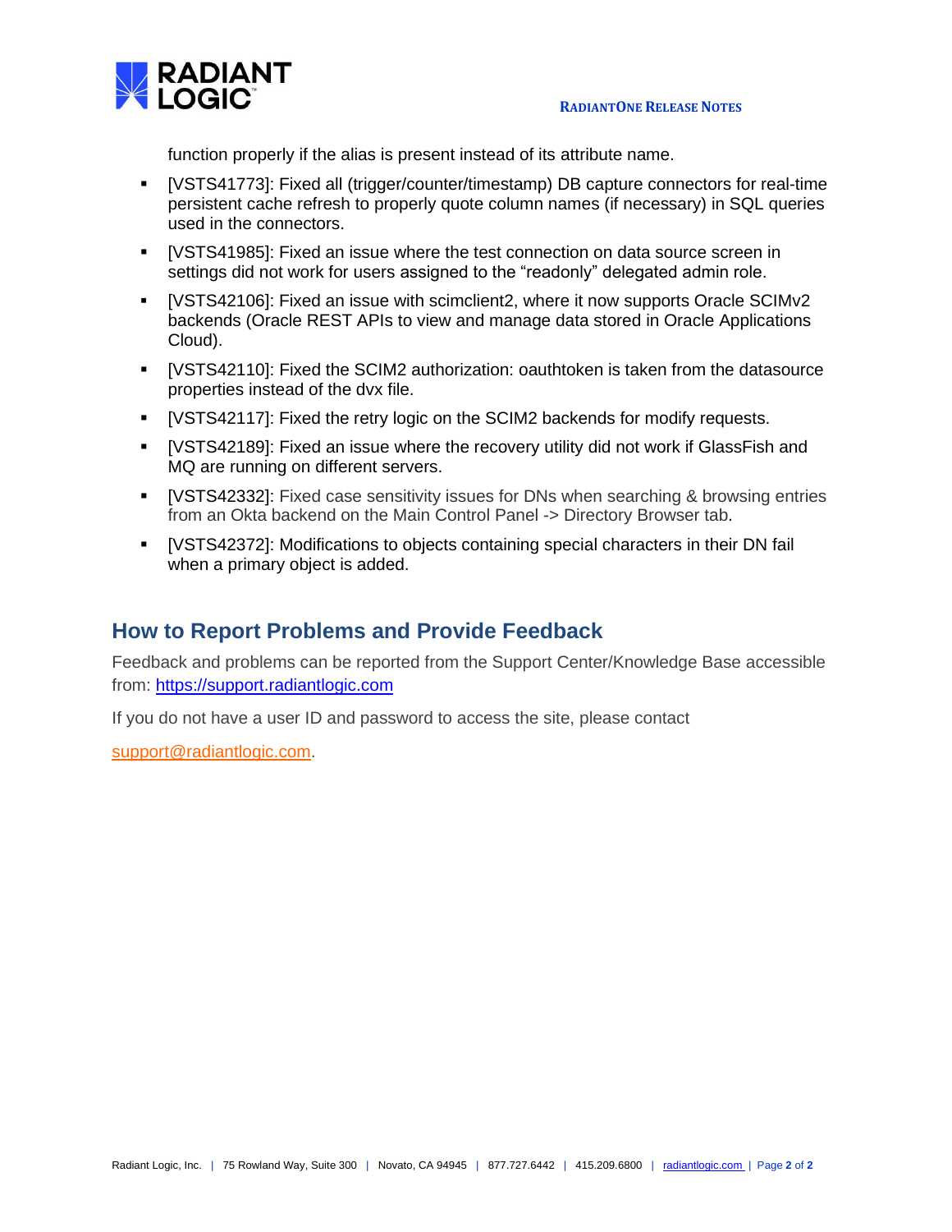function properly if the alias is present instead of its attribute name.

- [VSTS41773]: Fixed all (trigger/counter/timestamp) DB capture connectors for real-time persistent cache refresh to properly quote column names (if necessary) in SQL queries used in the connectors.
- [VSTS41985]: Fixed an issue where the test connection on data source screen in settings did not work for users assigned to the “readonly” delegated admin role.
- [VSTS42106]: Fixed an issue with scimclient2, where it now supports Oracle SCIMv2 backends (Oracle REST APIs to view and manage data stored in Oracle Applications Cloud).
- [VSTS42110]: Fixed the SCIM2 authorization: oauthtoken is taken from the datasource properties instead of the dvx file.
- [VSTS42117]: Fixed the retry logic on the SCIM2 backends for modify requests.
- [VSTS42189]: Fixed an issue where the recovery utility did not work if GlassFish and MQ are running on different servers.
- [VSTS42332]: Fixed case sensitivity issues for DNs when searching & browsing entries from an Okta backend on the Main Control Panel -> Directory Browser tab.
- [VSTS42372]: Modifications to objects containing special characters in their DN fail when a primary object is added.

## How to Report Problems and Provide Feedback

Feedback and problems can be reported from the Support Center/Knowledge Base accessible from: https://support.radiantlogic.com

If you do not have a user ID and password to access the site, please contact

support@radiantlogic.com.